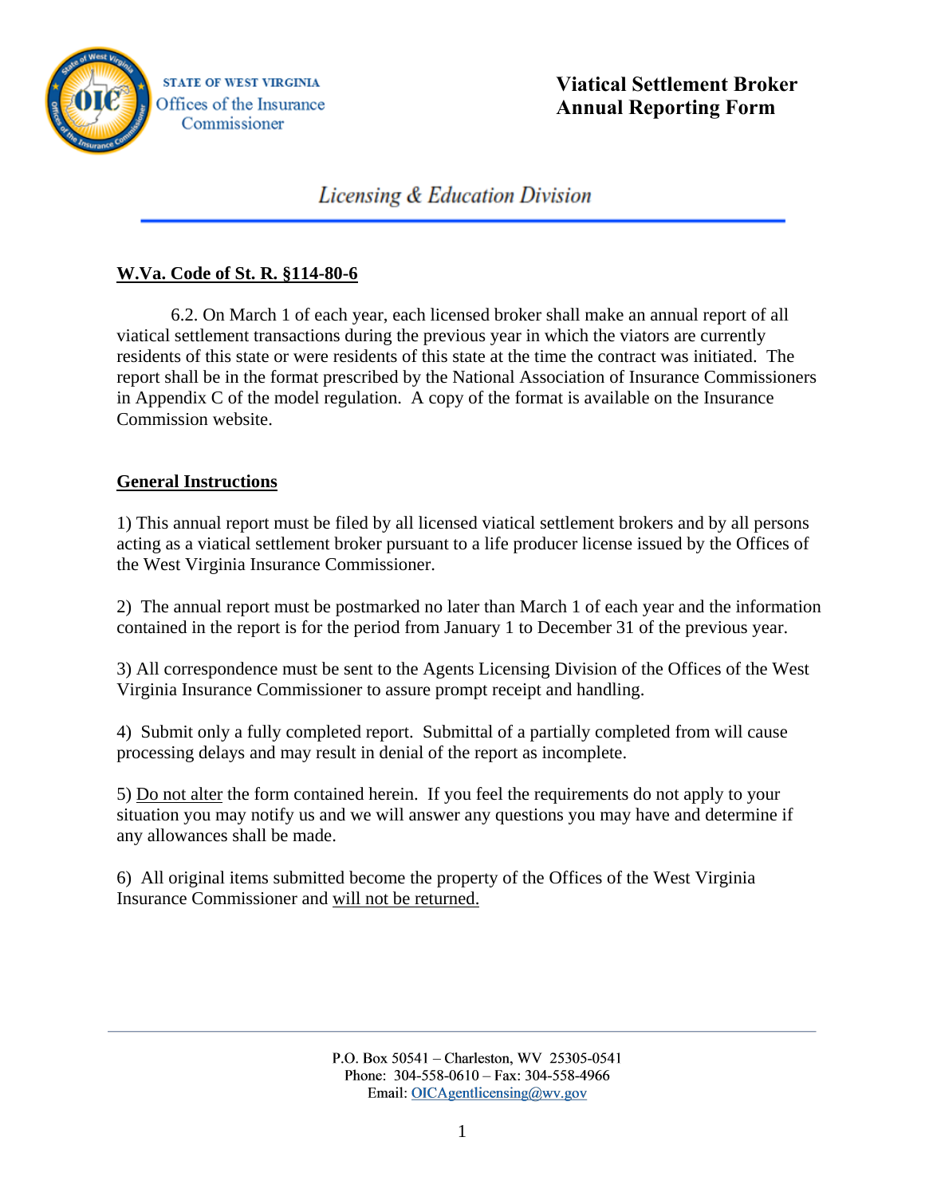STATE OF WEST VIRGINIA
Offices of the Insurance Commissioner

# Viatical Settlement Broker Annual Reporting Form

## *Licensing & Education Division*

**W.Va. Code of St. R. §114-80-6**

6.2. On March 1 of each year, each licensed broker shall make an annual report of all viatical settlement transactions during the previous year in which the viators are currently residents of this state or were residents of this state at the time the contract was initiated. The report shall be in the format prescribed by the National Association of Insurance Commissioners in Appendix C of the model regulation. A copy of the format is available on the Insurance Commission website.

**General Instructions**

1) This annual report must be filed by all licensed viatical settlement brokers and by all persons acting as a viatical settlement broker pursuant to a life producer license issued by the Offices of the West Virginia Insurance Commissioner.

2) The annual report must be postmarked no later than March 1 of each year and the information contained in the report is for the period from January 1 to December 31 of the previous year.

3) All correspondence must be sent to the Agents Licensing Division of the Offices of the West Virginia Insurance Commissioner to assure prompt receipt and handling.

4) Submit only a fully completed report. Submittal of a partially completed from will cause processing delays and may result in denial of the report as incomplete.

5) Do not alter the form contained herein. If you feel the requirements do not apply to your situation you may notify us and we will answer any questions you may have and determine if any allowances shall be made.

6) All original items submitted become the property of the Offices of the West Virginia Insurance Commissioner and will not be returned.

P.O. Box 50541 – Charleston, WV 25305-0541
Phone: 304-558-0610 – Fax: 304-558-4966
Email: OICAgentlicensing@wv.gov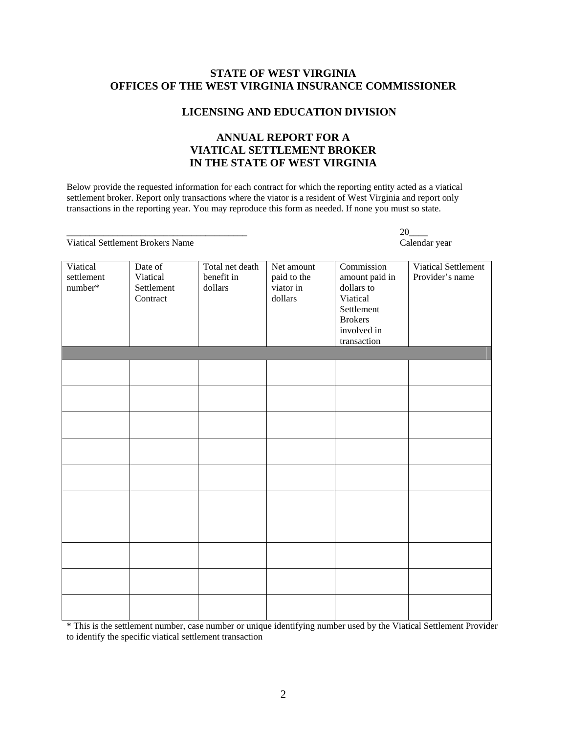**STATE OF WEST VIRGINIA**
**OFFICES OF THE WEST VIRGINIA INSURANCE COMMISSIONER**

**LICENSING AND EDUCATION DIVISION**

**ANNUAL REPORT FOR A**
**VIATICAL SETTLEMENT BROKER**
**IN THE STATE OF WEST VIRGINIA**

Below provide the requested information for each contract for which the reporting entity acted as a viatical settlement broker. Report only transactions where the viator is a resident of West Virginia and report only transactions in the reporting year. You may reproduce this form as needed. If none you must so state.

_______________________________________ 20____
Viatical Settlement Brokers Name Calendar year

| Viatical settlement number* | Date of Viatical Settlement Contract | Total net death benefit in dollars | Net amount paid to the viator in dollars | Commission amount paid in dollars to Viatical Settlement Brokers involved in transaction | Viatical Settlement Provider's name |
|---|---|---|---|---|---|
| | | | | | |
| | | | | | |
| | | | | | |
| | | | | | |
| | | | | | |
| | | | | | |
| | | | | | |
| | | | | | |
| | | | | | |
| | | | | | |
| | | | | | |

\* This is the settlement number, case number or unique identifying number used by the Viatical Settlement Provider to identify the specific viatical settlement transaction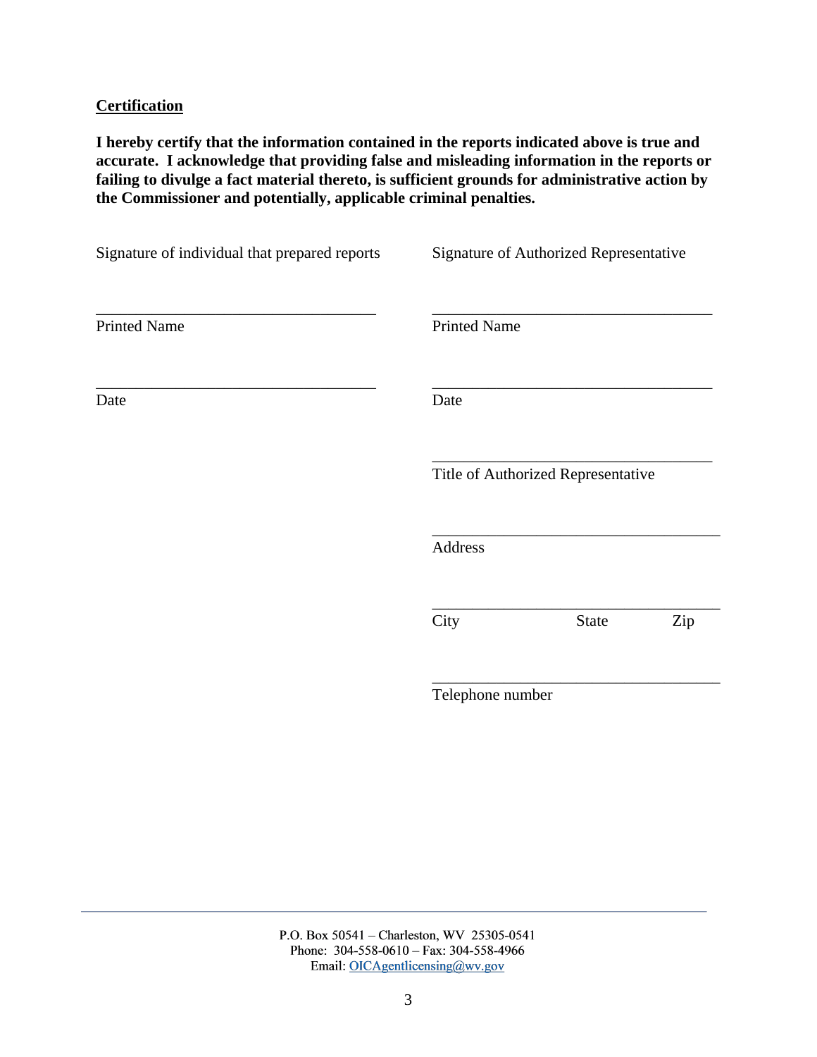**Certification**

**I hereby certify that the information contained in the reports indicated above is true and accurate. I acknowledge that providing false and misleading information in the reports or failing to divulge a fact material thereto, is sufficient grounds for administrative action by the Commissioner and potentially, applicable criminal penalties.**

Signature of individual that prepared reports

\_\_\_\_\_\_\_\_\_\_\_\_\_\_\_\_\_\_\_\_\_\_\_\_\_\_\_\_\_\_\_\_\_\_\_
Printed Name

\_\_\_\_\_\_\_\_\_\_\_\_\_\_\_\_\_\_\_\_\_\_\_\_\_\_\_\_\_\_\_\_\_\_\_
Date

Signature of Authorized Representative

\_\_\_\_\_\_\_\_\_\_\_\_\_\_\_\_\_\_\_\_\_\_\_\_\_\_\_\_\_\_\_\_\_\_\_
Printed Name

\_\_\_\_\_\_\_\_\_\_\_\_\_\_\_\_\_\_\_\_\_\_\_\_\_\_\_\_\_\_\_\_\_\_\_
Date

\_\_\_\_\_\_\_\_\_\_\_\_\_\_\_\_\_\_\_\_\_\_\_\_\_\_\_\_\_\_\_\_\_\_\_
Title of Authorized Representative

\_\_\_\_\_\_\_\_\_\_\_\_\_\_\_\_\_\_\_\_\_\_\_\_\_\_\_\_\_\_\_\_\_\_\_
Address

\_\_\_\_\_\_\_\_\_\_\_\_\_\_\_\_\_\_\_\_\_\_\_\_\_\_\_\_\_\_\_\_\_\_\_
City State Zip

\_\_\_\_\_\_\_\_\_\_\_\_\_\_\_\_\_\_\_\_\_\_\_\_\_\_\_\_\_\_\_\_\_\_\_
Telephone number

P.O. Box 50541 – Charleston, WV 25305-0541
Phone: 304-558-0610 – Fax: 304-558-4966
Email: OICAgentlicensing@wv.gov